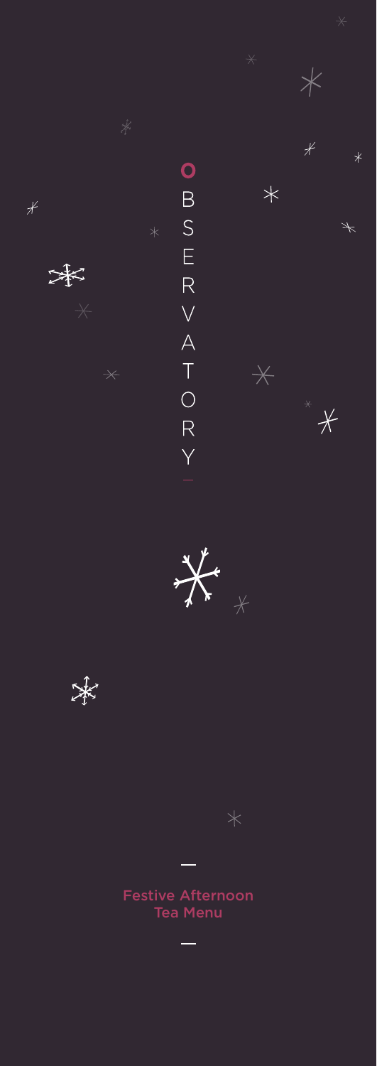# OBSERVATORY

Festive Afternoon Tea Menu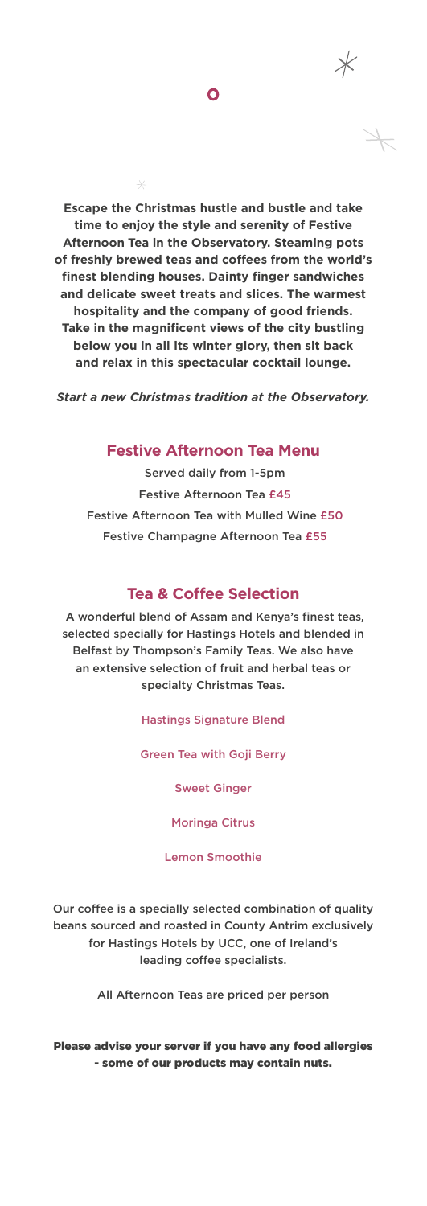**Escape the Christmas hustle and bustle and take time to enjoy the style and serenity of Festive Afternoon Tea in the Observatory. Steaming pots of freshly brewed teas and coffees from the world's finest blending houses. Dainty finger sandwiches and delicate sweet treats and slices. The warmest hospitality and the company of good friends. Take in the magnificent views of the city bustling below you in all its winter glory, then sit back and relax in this spectacular cocktail lounge.**

***Start a new Christmas tradition at the Observatory.***

## Festive Afternoon Tea Menu

Served daily from 1-5pm

Festive Afternoon Tea £45

Festive Afternoon Tea with Mulled Wine £50

Festive Champagne Afternoon Tea £55

## Tea & Coffee Selection

A wonderful blend of Assam and Kenya's finest teas, selected specially for Hastings Hotels and blended in Belfast by Thompson's Family Teas. We also have an extensive selection of fruit and herbal teas or specialty Christmas Teas.

Hastings Signature Blend

Green Tea with Goji Berry

Sweet Ginger

Moringa Citrus

Lemon Smoothie

Our coffee is a specially selected combination of quality beans sourced and roasted in County Antrim exclusively for Hastings Hotels by UCC, one of Ireland's leading coffee specialists.

All Afternoon Teas are priced per person

**Please advise your server if you have any food allergies - some of our products may contain nuts.**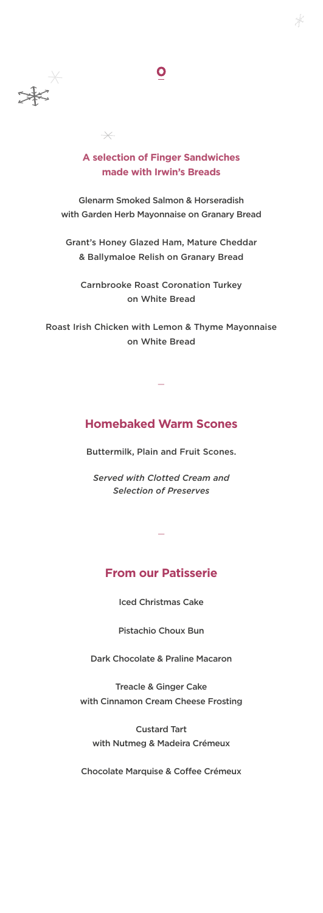## A selection of Finger Sandwiches made with Irwin's Breads

Glenarm Smoked Salmon & Horseradish with Garden Herb Mayonnaise on Granary Bread

Grant's Honey Glazed Ham, Mature Cheddar & Ballymaloe Relish on Granary Bread

Carnbrooke Roast Coronation Turkey on White Bread

Roast Irish Chicken with Lemon & Thyme Mayonnaise on White Bread

## Homebaked Warm Scones

Buttermilk, Plain and Fruit Scones.

*Served with Clotted Cream and Selection of Preserves*

## From our Patisserie

Iced Christmas Cake

Pistachio Choux Bun

Dark Chocolate & Praline Macaron

Treacle & Ginger Cake with Cinnamon Cream Cheese Frosting

Custard Tart with Nutmeg & Madeira Crémeux

Chocolate Marquise & Coffee Crémeux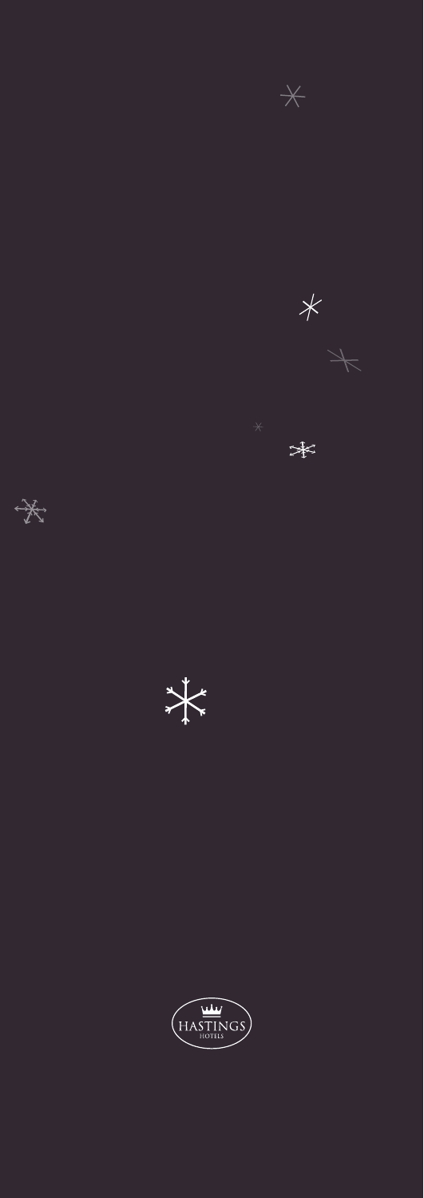HASTINGS

HOTELS